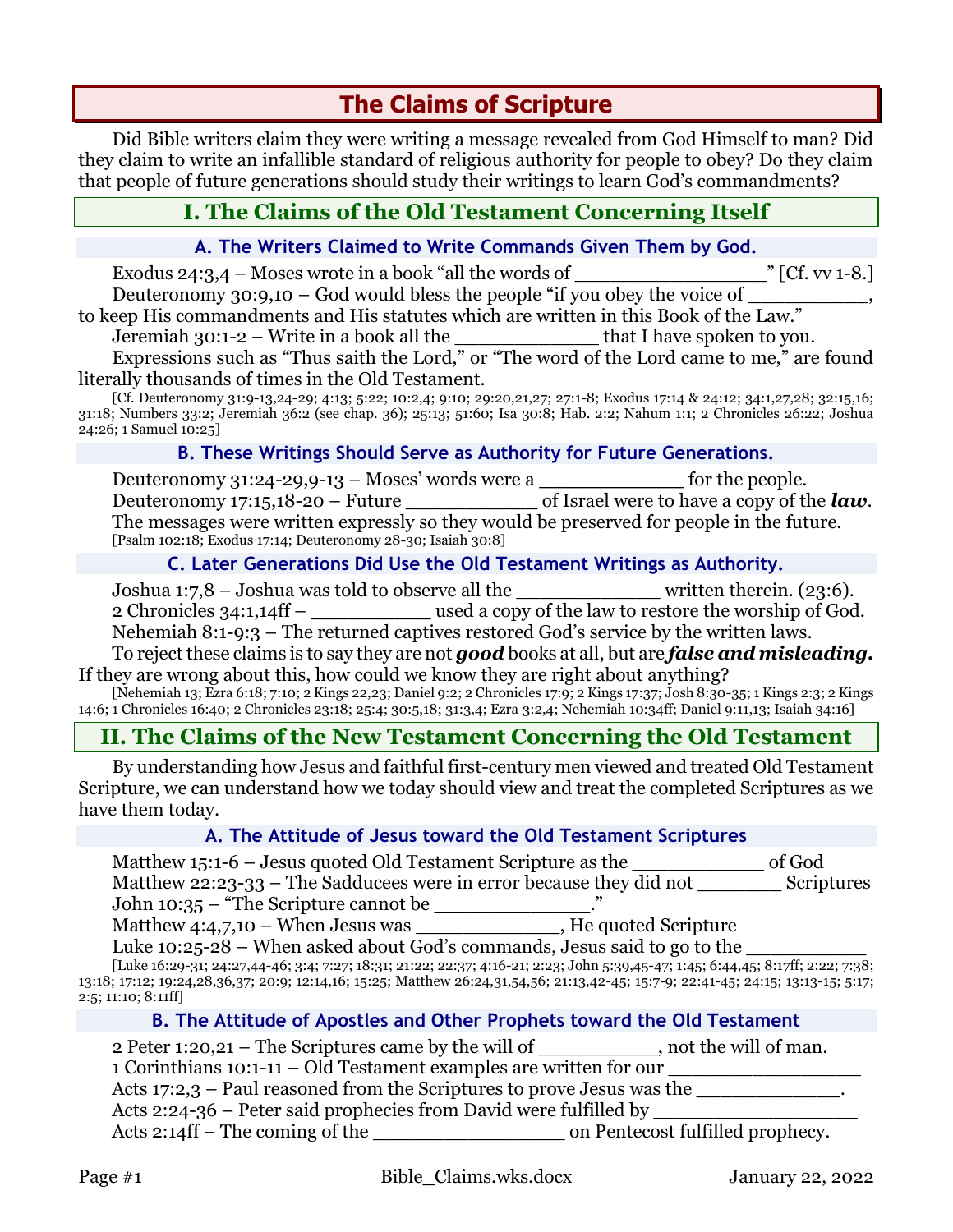# The Claims of Scripture

Did Bible writers claim they were writing a message revealed from God Himself to man? Did they claim to write an infallible standard of religious authority for people to obey? Do they claim that people of future generations should study their writings to learn God's commandments?

## I. The Claims of the Old Testament Concerning Itself

### A. The Writers Claimed to Write Commands Given Them by God.

Exodus 24:3,4 – Moses wrote in a book "all the words of _______________" [Cf. vv 1-8.]

Deuteronomy 30:9,10 – God would bless the people "if you obey the voice of __________, to keep His commandments and His statutes which are written in this Book of the Law."

Jeremiah 30:1-2 – Write in a book all the ____________ that I have spoken to you.

Expressions such as "Thus saith the Lord," or "The word of the Lord came to me," are found literally thousands of times in the Old Testament.

[Cf. Deuteronomy 31:9-13,24-29; 4:13; 5:22; 10:2,4; 9:10; 29:20,21,27; 27:1-8; Exodus 17:14 & 24:12; 34:1,27,28; 32:15,16; 31:18; Numbers 33:2; Jeremiah 36:2 (see chap. 36); 25:13; 51:60; Isa 30:8; Hab. 2:2; Nahum 1:1; 2 Chronicles 26:22; Joshua 24:26; 1 Samuel 10:25]

### B. These Writings Should Serve as Authority for Future Generations.

Deuteronomy 31:24-29,9-13 – Moses' words were a ____________ for the people.

Deuteronomy 17:15,18-20 – Future ___________ of Israel were to have a copy of the ***law***.

The messages were written expressly so they would be preserved for people in the future.

[Psalm 102:18; Exodus 17:14; Deuteronomy 28-30; Isaiah 30:8]

### C. Later Generations Did Use the Old Testament Writings as Authority.

Joshua 1:7,8 – Joshua was told to observe all the ____________ written therein. (23:6).

2 Chronicles 34:1,14ff – __________ used a copy of the law to restore the worship of God.

Nehemiah 8:1-9:3 – The returned captives restored God's service by the written laws.

To reject these claims is to say they are not ***good*** books at all, but are ***false and misleading.*** If they are wrong about this, how could we know they are right about anything?

[Nehemiah 13; Ezra 6:18; 7:10; 2 Kings 22,23; Daniel 9:2; 2 Chronicles 17:9; 2 Kings 17:37; Josh 8:30-35; 1 Kings 2:3; 2 Kings 14:6; 1 Chronicles 16:40; 2 Chronicles 23:18; 25:4; 30:5,18; 31:3,4; Ezra 3:2,4; Nehemiah 10:34ff; Daniel 9:11,13; Isaiah 34:16]

## II. The Claims of the New Testament Concerning the Old Testament

By understanding how Jesus and faithful first-century men viewed and treated Old Testament Scripture, we can understand how we today should view and treat the completed Scriptures as we have them today.

### A. The Attitude of Jesus toward the Old Testament Scriptures

Matthew 15:1-6 – Jesus quoted Old Testament Scripture as the ___________ of God

Matthew 22:23-33 – The Sadducees were in error because they did not _______ Scriptures

John 10:35 – "The Scripture cannot be _____________."

Matthew 4:4,7,10 – When Jesus was ____________, He quoted Scripture

Luke 10:25-28 – When asked about God's commands, Jesus said to go to the __________

[Luke 16:29-31; 24:27,44-46; 3:4; 7:27; 18:31; 21:22; 22:37; 4:16-21; 2:23; John 5:39,45-47; 1:45; 6:44,45; 8:17ff; 2:22; 7:38; 13:18; 17:12; 19:24,28,36,37; 20:9; 12:14,16; 15:25; Matthew 26:24,31,54,56; 21:13,42-45; 15:7-9; 22:41-45; 24:15; 13:13-15; 5:17; 2:5; 11:10; 8:11ff]

### B. The Attitude of Apostles and Other Prophets toward the Old Testament

2 Peter 1:20,21 – The Scriptures came by the will of __________, not the will of man.

1 Corinthians 10:1-11 – Old Testament examples are written for our ________________

Acts 17:2,3 – Paul reasoned from the Scriptures to prove Jesus was the _____________.

Acts 2:24-36 – Peter said prophecies from David were fulfilled by _________________

Acts 2:14ff – The coming of the ________________ on Pentecost fulfilled prophecy.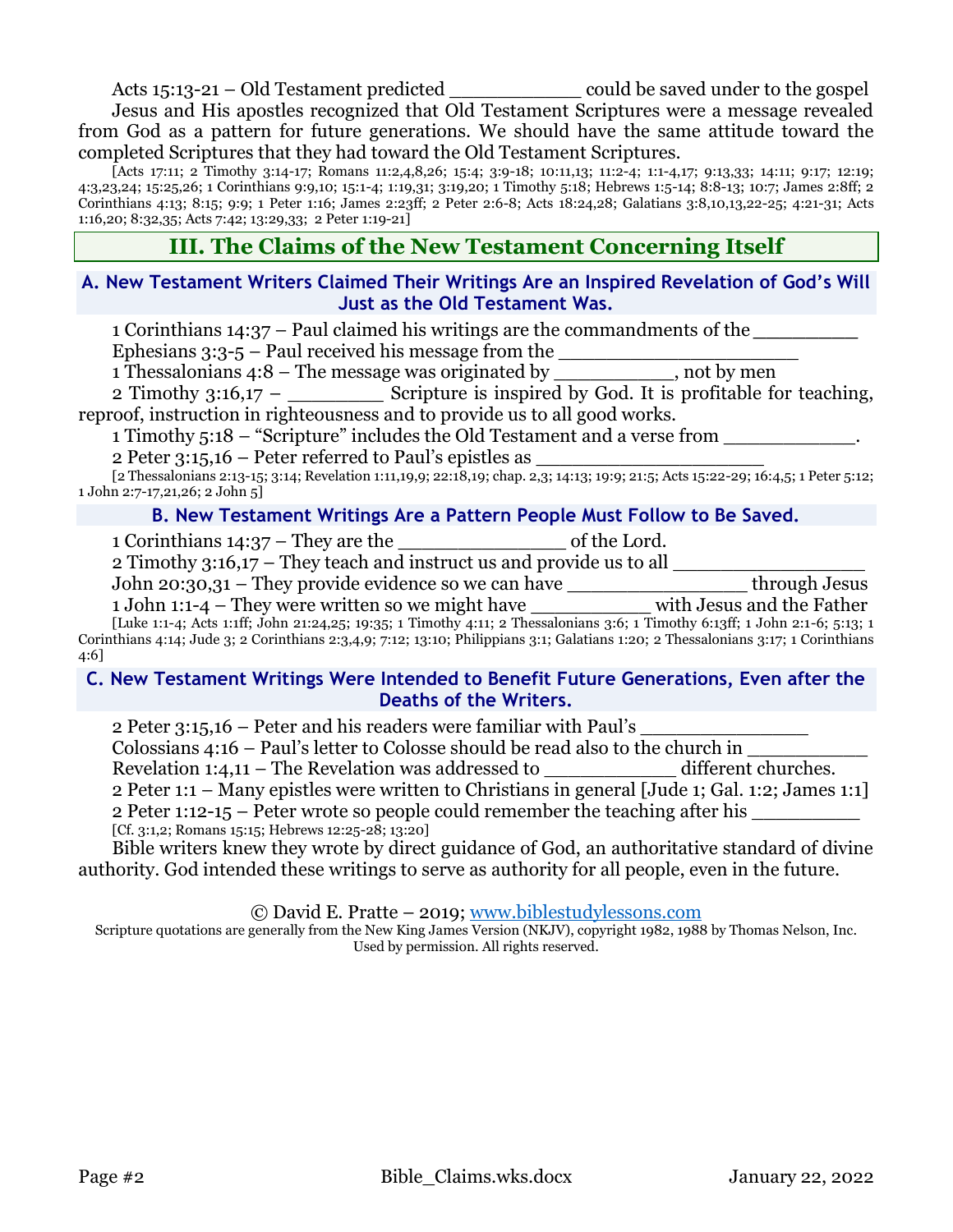Acts 15:13-21 – Old Testament predicted ___________ could be saved under to the gospel

Jesus and His apostles recognized that Old Testament Scriptures were a message revealed from God as a pattern for future generations. We should have the same attitude toward the completed Scriptures that they had toward the Old Testament Scriptures.

[Acts 17:11; 2 Timothy 3:14-17; Romans 11:2,4,8,26; 15:4; 3:9-18; 10:11,13; 11:2-4; 1:1-4,17; 9:13,33; 14:11; 9:17; 12:19; 4:3,23,24; 15:25,26; 1 Corinthians 9:9,10; 15:1-4; 1:19,31; 3:19,20; 1 Timothy 5:18; Hebrews 1:5-14; 8:8-13; 10:7; James 2:8ff; 2 Corinthians 4:13; 8:15; 9:9; 1 Peter 1:16; James 2:23ff; 2 Peter 2:6-8; Acts 18:24,28; Galatians 3:8,10,13,22-25; 4:21-31; Acts 1:16,20; 8:32,35; Acts 7:42; 13:29,33; 2 Peter 1:19-21]

## III. The Claims of the New Testament Concerning Itself

### A. New Testament Writers Claimed Their Writings Are an Inspired Revelation of God's Will Just as the Old Testament Was.

1 Corinthians 14:37 – Paul claimed his writings are the commandments of the ________

Ephesians 3:3-5 – Paul received his message from the ____________________

1 Thessalonians 4:8 – The message was originated by __________, not by men

2 Timothy 3:16,17 – ________ Scripture is inspired by God. It is profitable for teaching, reproof, instruction in righteousness and to provide us to all good works.

1 Timothy 5:18 – "Scripture" includes the Old Testament and a verse from ___________.

2 Peter 3:15,16 – Peter referred to Paul's epistles as __________________

[2 Thessalonians 2:13-15; 3:14; Revelation 1:11,19,9; 22:18,19; chap. 2,3; 14:13; 19:9; 21:5; Acts 15:22-29; 16:4,5; 1 Peter 5:12; 1 John 2:7-17,21,26; 2 John 5]

### B. New Testament Writings Are a Pattern People Must Follow to Be Saved.

1 Corinthians 14:37 – They are the ______________ of the Lord.

2 Timothy 3:16,17 – They teach and instruct us and provide us to all ________________

John 20:30,31 – They provide evidence so we can have _______________ through Jesus

1 John 1:1-4 – They were written so we might have __________ with Jesus and the Father

[Luke 1:1-4; Acts 1:1ff; John 21:24,25; 19:35; 1 Timothy 4:11; 2 Thessalonians 3:6; 1 Timothy 6:13ff; 1 John 2:1-6; 5:13; 1 Corinthians 4:14; Jude 3; 2 Corinthians 2:3,4,9; 7:12; 13:10; Philippians 3:1; Galatians 1:20; 2 Thessalonians 3:17; 1 Corinthians 4:6]

### C. New Testament Writings Were Intended to Benefit Future Generations, Even after the Deaths of the Writers.

2 Peter 3:15,16 – Peter and his readers were familiar with Paul's ______________

Colossians 4:16 – Paul's letter to Colosse should be read also to the church in __________

Revelation 1:4,11 – The Revelation was addressed to ___________ different churches.

2 Peter 1:1 – Many epistles were written to Christians in general [Jude 1; Gal. 1:2; James 1:1]

2 Peter 1:12-15 – Peter wrote so people could remember the teaching after his _________

[Cf. 3:1,2; Romans 15:15; Hebrews 12:25-28; 13:20]

Bible writers knew they wrote by direct guidance of God, an authoritative standard of divine authority. God intended these writings to serve as authority for all people, even in the future.

© David E. Pratte – 2019; www.biblestudylessons.com

Scripture quotations are generally from the New King James Version (NKJV), copyright 1982, 1988 by Thomas Nelson, Inc. Used by permission. All rights reserved.